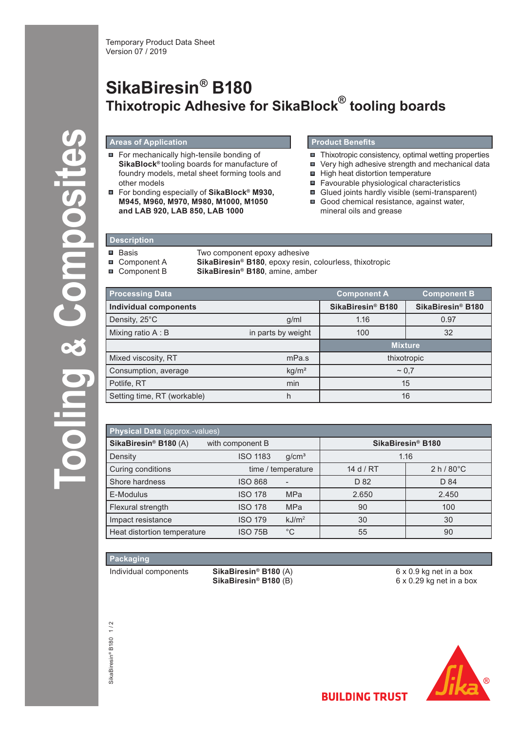Temporary Product Data Sheet
Version 07 / 2019

# SikaBiresin® B180

## Thixotropic Adhesive for SikaBlock® tooling boards

### Areas of Application

- For mechanically high-tensile bonding of **SikaBlock®** tooling boards for manufacture of foundry models, metal sheet forming tools and other models
- For bonding especially of **SikaBlock® M930, M945, M960, M970, M980, M1000, M1050 and LAB 920, LAB 850, LAB 1000**

### Product Benefits

- Thixotropic consistency, optimal wetting properties
- Very high adhesive strength and mechanical data
- High heat distortion temperature
- Favourable physiological characteristics
- Glued joints hardly visible (semi-transparent)
- Good chemical resistance, against water, mineral oils and grease

### Description

- Basis: Two component epoxy adhesive
- Component A: **SikaBiresin® B180**, epoxy resin, colourless, thixotropic
- Component B: **SikaBiresin® B180**, amine, amber

| Processing Data | | Component A | Component B |
|---|---|---|---|
| **Individual components** | | **SikaBiresin® B180** | **SikaBiresin® B180** |
| Density, 25°C | g/ml | 1.16 | 0.97 |
| Mixing ratio A : B | in parts by weight | 100 | 32 |
| | | **Mixture** | |
| Mixed viscosity, RT | mPa.s | thixotropic | |
| Consumption, average | kg/m² | ~ 0,7 | |
| Potlife, RT | min | 15 | |
| Setting time, RT (workable) | h | 16 | |

| **Physical Data** (approx.-values) | | | | |
|---|---|---|---|---|
| **SikaBiresin® B180** (A) | with component B | | **SikaBiresin® B180** | |
| Density | ISO 1183 | g/cm³ | 1.16 | |
| Curing conditions | | time / temperature | 14 d / RT | 2 h / 80°C |
| Shore hardness | ISO 868 | - | D 82 | D 84 |
| E-Modulus | ISO 178 | MPa | 2.650 | 2.450 |
| Flexural strength | ISO 178 | MPa | 90 | 100 |
| Impact resistance | ISO 179 | kJ/m² | 30 | 30 |
| Heat distortion temperature | ISO 75B | °C | 55 | 90 |

### Packaging

| Individual components | **SikaBiresin® B180** (A) | 6 x 0.9 kg net in a box |
|---|---|---|
| | **SikaBiresin® B180** (B) | 6 x 0.29 kg net in a box |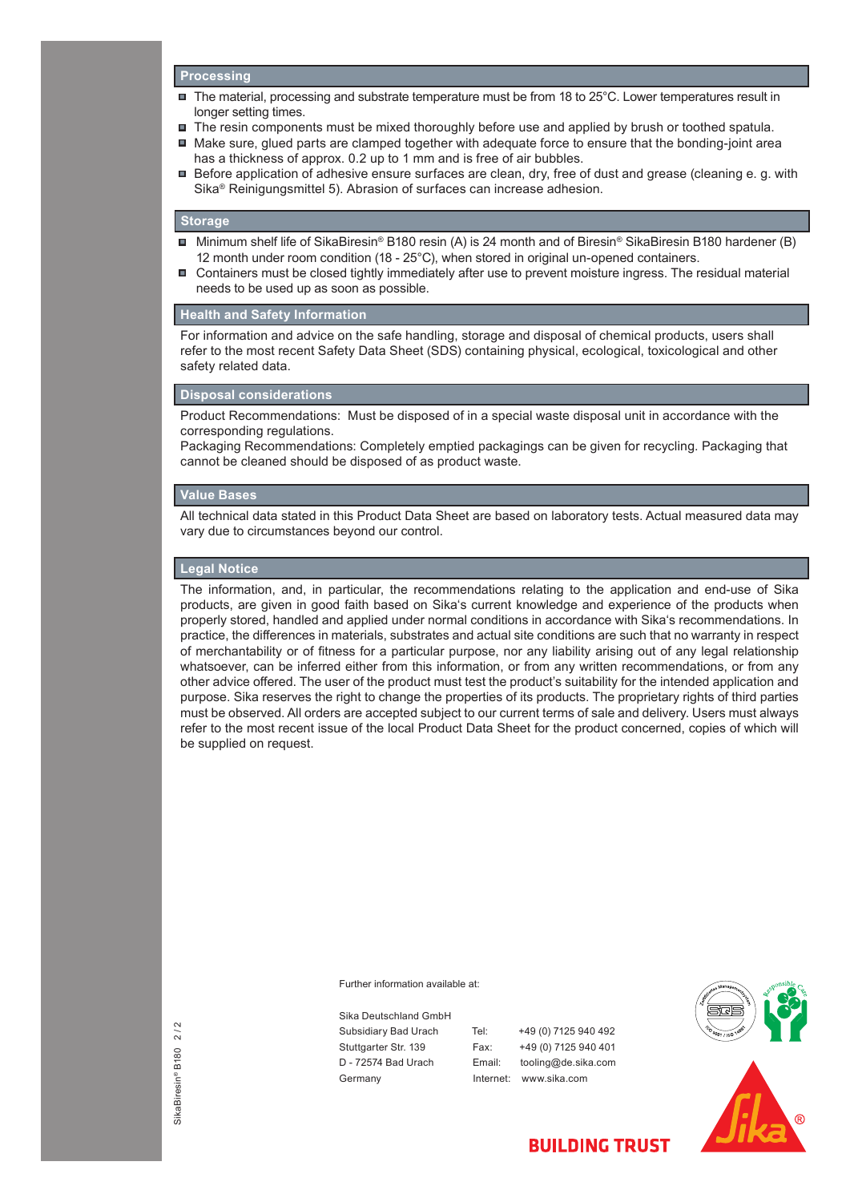## Processing

- The material, processing and substrate temperature must be from 18 to 25°C. Lower temperatures result in longer setting times.
- The resin components must be mixed thoroughly before use and applied by brush or toothed spatula.
- Make sure, glued parts are clamped together with adequate force to ensure that the bonding-joint area has a thickness of approx. 0.2 up to 1 mm and is free of air bubbles.
- Before application of adhesive ensure surfaces are clean, dry, free of dust and grease (cleaning e. g. with Sika® Reinigungsmittel 5). Abrasion of surfaces can increase adhesion.

## Storage

- Minimum shelf life of SikaBiresin® B180 resin (A) is 24 month and of Biresin® SikaBiresin B180 hardener (B) 12 month under room condition (18 - 25°C), when stored in original un-opened containers.
- Containers must be closed tightly immediately after use to prevent moisture ingress. The residual material needs to be used up as soon as possible.

## Health and Safety Information

For information and advice on the safe handling, storage and disposal of chemical products, users shall refer to the most recent Safety Data Sheet (SDS) containing physical, ecological, toxicological and other safety related data.

## Disposal considerations

Product Recommendations: Must be disposed of in a special waste disposal unit in accordance with the corresponding regulations.
Packaging Recommendations: Completely emptied packagings can be given for recycling. Packaging that cannot be cleaned should be disposed of as product waste.

## Value Bases

All technical data stated in this Product Data Sheet are based on laboratory tests. Actual measured data may vary due to circumstances beyond our control.

## Legal Notice

The information, and, in particular, the recommendations relating to the application and end-use of Sika products, are given in good faith based on Sika's current knowledge and experience of the products when properly stored, handled and applied under normal conditions in accordance with Sika's recommendations. In practice, the differences in materials, substrates and actual site conditions are such that no warranty in respect of merchantability or of fitness for a particular purpose, nor any liability arising out of any legal relationship whatsoever, can be inferred either from this information, or from any written recommendations, or from any other advice offered. The user of the product must test the product's suitability for the intended application and purpose. Sika reserves the right to change the properties of its products. The proprietary rights of third parties must be observed. All orders are accepted subject to our current terms of sale and delivery. Users must always refer to the most recent issue of the local Product Data Sheet for the product concerned, copies of which will be supplied on request.

Further information available at:

Sika Deutschland GmbH
Subsidiary Bad Urach
Stuttgarter Str. 139
D - 72574 Bad Urach
Germany

Tel: +49 (0) 7125 940 492
Fax: +49 (0) 7125 940 401
Email: tooling@de.sika.com
Internet: www.sika.com

BUILDING TRUST